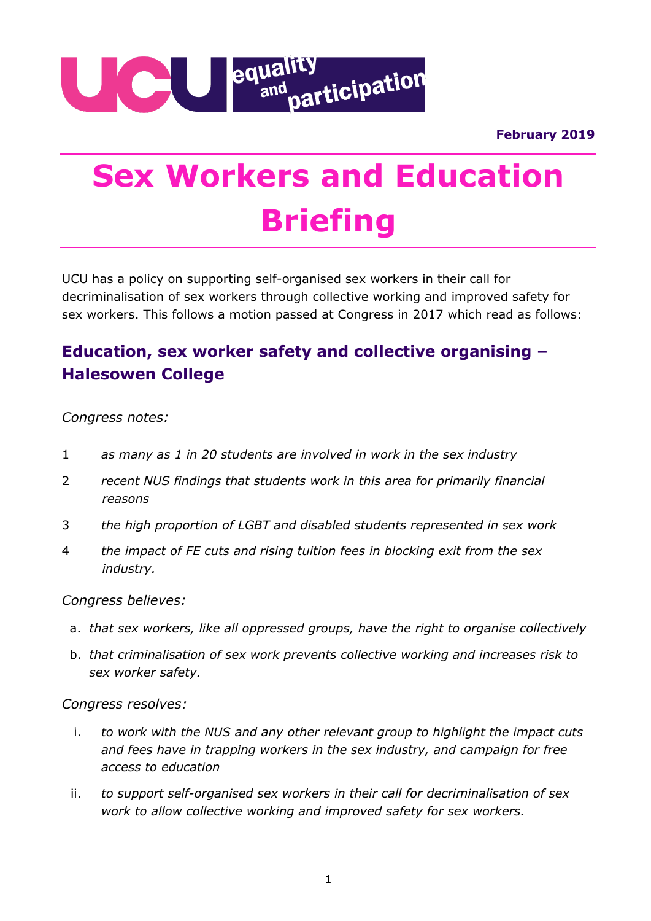February 2019

# Sex Workers and Education Briefing

UCU has a policy on supporting self-organised sex workers in their call for decriminalisation of sex workers through collective working and improved safety for sex workers. This follows a motion passed at Congress in 2017 which read as follows:

## Education, sex worker safety and collective organising – Halesowen College

*Congress notes:*

1. *as many as 1 in 20 students are involved in work in the sex industry*
2. *recent NUS findings that students work in this area for primarily financial reasons*
3. *the high proportion of LGBT and disabled students represented in sex work*
4. *the impact of FE cuts and rising tuition fees in blocking exit from the sex industry.*

*Congress believes:*

a. *that sex workers, like all oppressed groups, have the right to organise collectively*
b. *that criminalisation of sex work prevents collective working and increases risk to sex worker safety.*

*Congress resolves:*

i. *to work with the NUS and any other relevant group to highlight the impact cuts and fees have in trapping workers in the sex industry, and campaign for free access to education*
ii. *to support self-organised sex workers in their call for decriminalisation of sex work to allow collective working and improved safety for sex workers.*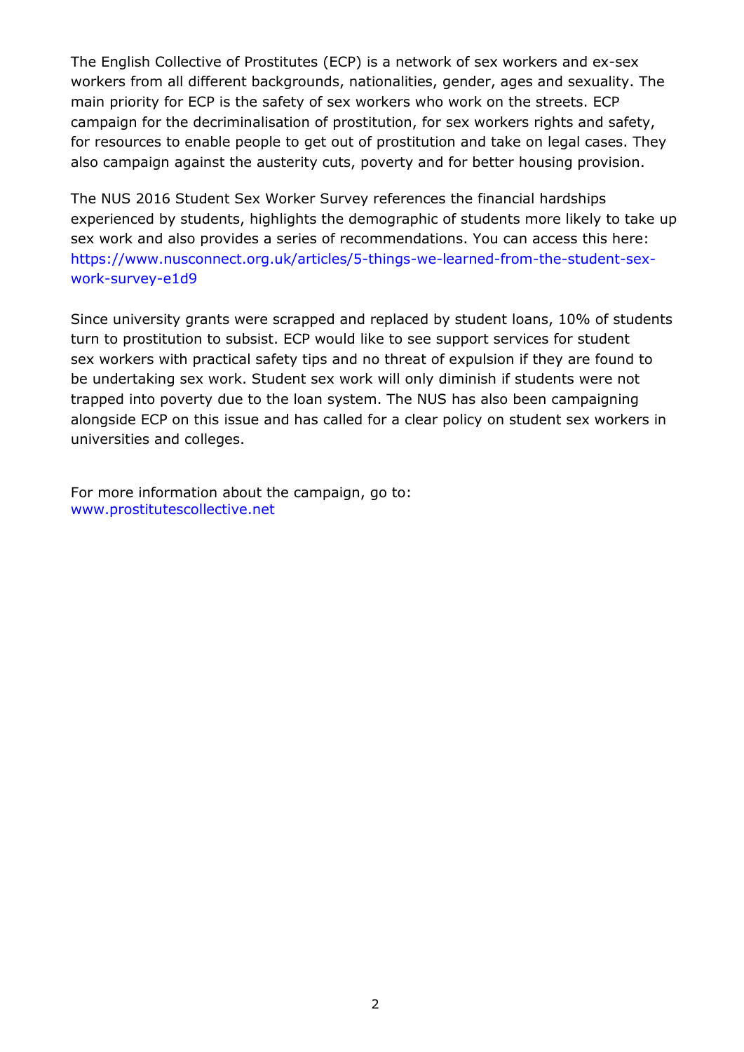The English Collective of Prostitutes (ECP) is a network of sex workers and ex-sex workers from all different backgrounds, nationalities, gender, ages and sexuality. The main priority for ECP is the safety of sex workers who work on the streets. ECP campaign for the decriminalisation of prostitution, for sex workers rights and safety, for resources to enable people to get out of prostitution and take on legal cases. They also campaign against the austerity cuts, poverty and for better housing provision.

The NUS 2016 Student Sex Worker Survey references the financial hardships experienced by students, highlights the demographic of students more likely to take up sex work and also provides a series of recommendations. You can access this here: https://www.nusconnect.org.uk/articles/5-things-we-learned-from-the-student-sex-work-survey-e1d9

Since university grants were scrapped and replaced by student loans, 10% of students turn to prostitution to subsist. ECP would like to see support services for student sex workers with practical safety tips and no threat of expulsion if they are found to be undertaking sex work. Student sex work will only diminish if students were not trapped into poverty due to the loan system. The NUS has also been campaigning alongside ECP on this issue and has called for a clear policy on student sex workers in universities and colleges.

For more information about the campaign, go to: www.prostitutescollective.net